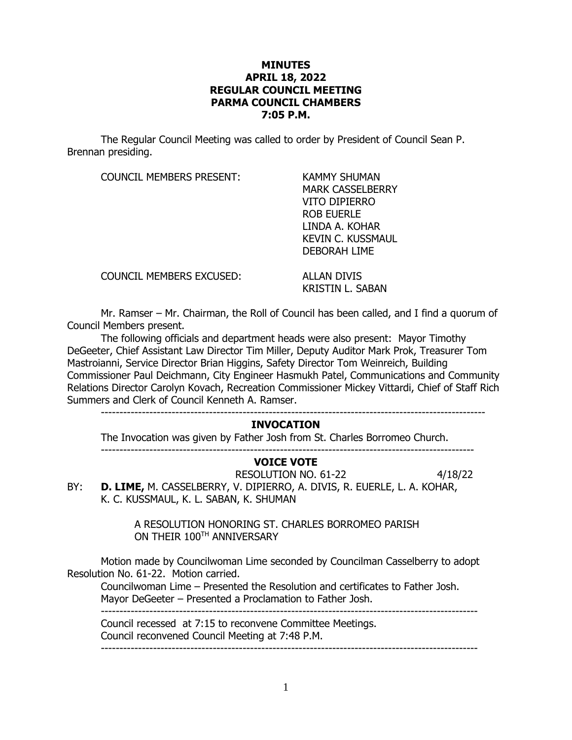**MINUTES**
**APRIL 18, 2022**
**REGULAR COUNCIL MEETING**
**PARMA COUNCIL CHAMBERS**
**7:05 P.M.**

The Regular Council Meeting was called to order by President of Council Sean P. Brennan presiding.

COUNCIL MEMBERS PRESENT: KAMMY SHUMAN, MARK CASSELBERRY, VITO DIPIERRO, ROB EUERLE, LINDA A. KOHAR, KEVIN C. KUSSMAUL, DEBORAH LIME

COUNCIL MEMBERS EXCUSED: ALLAN DIVIS, KRISTIN L. SABAN

Mr. Ramser – Mr. Chairman, the Roll of Council has been called, and I find a quorum of Council Members present.

The following officials and department heads were also present: Mayor Timothy DeGeeter, Chief Assistant Law Director Tim Miller, Deputy Auditor Mark Prok, Treasurer Tom Mastroianni, Service Director Brian Higgins, Safety Director Tom Weinreich, Building Commissioner Paul Deichmann, City Engineer Hasmukh Patel, Communications and Community Relations Director Carolyn Kovach, Recreation Commissioner Mickey Vittardi, Chief of Staff Rich Summers and Clerk of Council Kenneth A. Ramser.

---

**INVOCATION**

The Invocation was given by Father Josh from St. Charles Borromeo Church.

---

**VOICE VOTE**

RESOLUTION NO. 61-22 4/18/22

BY: **D. LIME,** M. CASSELBERRY, V. DIPIERRO, A. DIVIS, R. EUERLE, L. A. KOHAR, K. C. KUSSMAUL, K. L. SABAN, K. SHUMAN

A RESOLUTION HONORING ST. CHARLES BORROMEO PARISH ON THEIR 100TH ANNIVERSARY

Motion made by Councilwoman Lime seconded by Councilman Casselberry to adopt Resolution No. 61-22. Motion carried.

Councilwoman Lime – Presented the Resolution and certificates to Father Josh.

Mayor DeGeeter – Presented a Proclamation to Father Josh.

---

Council recessed at 7:15 to reconvene Committee Meetings.

Council reconvened Council Meeting at 7:48 P.M.

---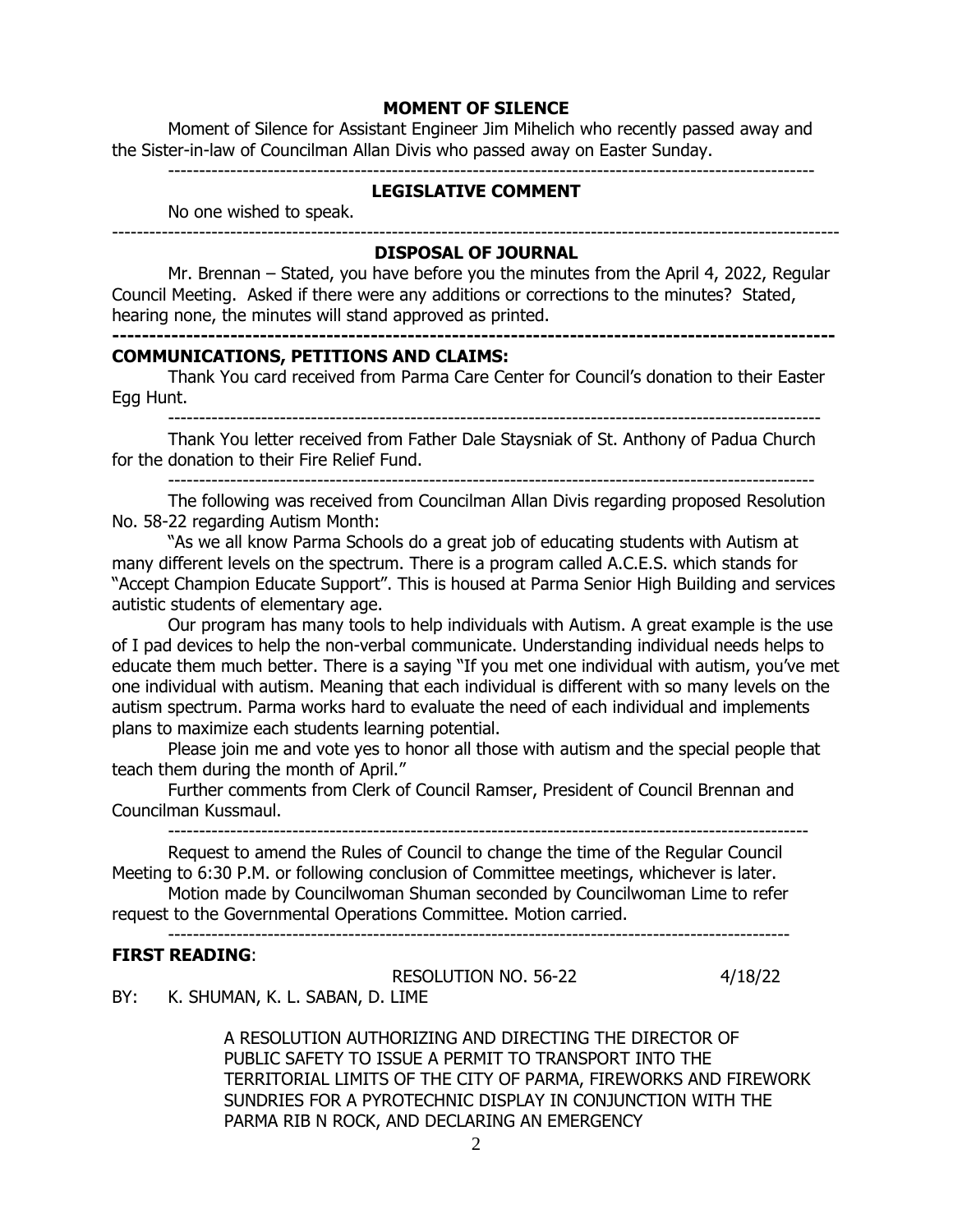## MOMENT OF SILENCE

Moment of Silence for Assistant Engineer Jim Mihelich who recently passed away and the Sister-in-law of Councilman Allan Divis who passed away on Easter Sunday.

---

## LEGISLATIVE COMMENT

No one wished to speak.

---

## DISPOSAL OF JOURNAL

Mr. Brennan – Stated, you have before you the minutes from the April 4, 2022, Regular Council Meeting. Asked if there were any additions or corrections to the minutes? Stated, hearing none, the minutes will stand approved as printed.

---

## COMMUNICATIONS, PETITIONS AND CLAIMS:

Thank You card received from Parma Care Center for Council's donation to their Easter Egg Hunt.

---

Thank You letter received from Father Dale Staysniak of St. Anthony of Padua Church for the donation to their Fire Relief Fund.

---

The following was received from Councilman Allan Divis regarding proposed Resolution No. 58-22 regarding Autism Month:

"As we all know Parma Schools do a great job of educating students with Autism at many different levels on the spectrum. There is a program called A.C.E.S. which stands for "Accept Champion Educate Support". This is housed at Parma Senior High Building and services autistic students of elementary age.

Our program has many tools to help individuals with Autism. A great example is the use of I pad devices to help the non-verbal communicate. Understanding individual needs helps to educate them much better. There is a saying "If you met one individual with autism, you've met one individual with autism. Meaning that each individual is different with so many levels on the autism spectrum. Parma works hard to evaluate the need of each individual and implements plans to maximize each students learning potential.

Please join me and vote yes to honor all those with autism and the special people that teach them during the month of April."

Further comments from Clerk of Council Ramser, President of Council Brennan and Councilman Kussmaul.

---

Request to amend the Rules of Council to change the time of the Regular Council Meeting to 6:30 P.M. or following conclusion of Committee meetings, whichever is later.

Motion made by Councilwoman Shuman seconded by Councilwoman Lime to refer request to the Governmental Operations Committee. Motion carried.

---

## FIRST READING:

RESOLUTION NO. 56-22 4/18/22

BY: K. SHUMAN, K. L. SABAN, D. LIME

A RESOLUTION AUTHORIZING AND DIRECTING THE DIRECTOR OF PUBLIC SAFETY TO ISSUE A PERMIT TO TRANSPORT INTO THE TERRITORIAL LIMITS OF THE CITY OF PARMA, FIREWORKS AND FIREWORK SUNDRIES FOR A PYROTECHNIC DISPLAY IN CONJUNCTION WITH THE PARMA RIB N ROCK, AND DECLARING AN EMERGENCY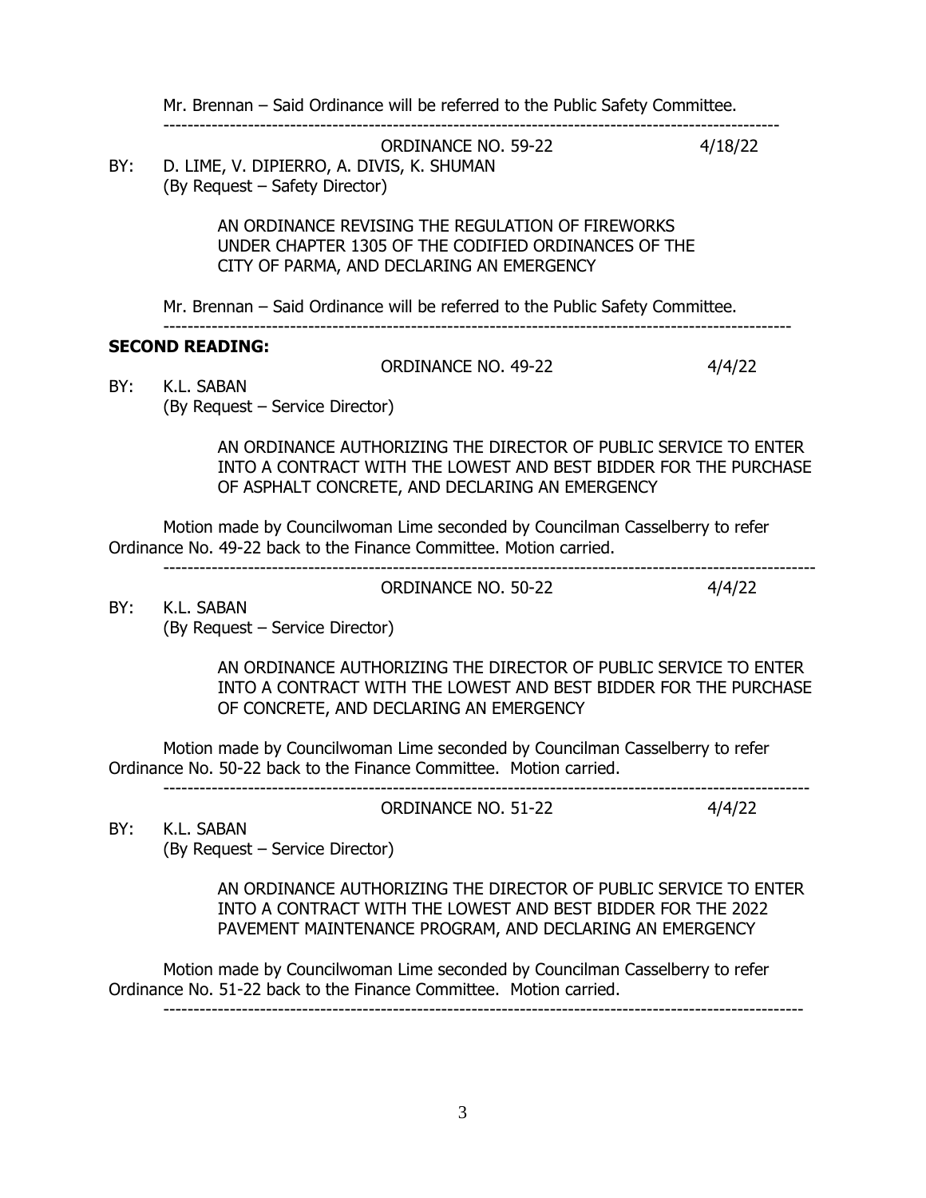Mr. Brennan – Said Ordinance will be referred to the Public Safety Committee.

---

ORDINANCE NO. 59-22 4/18/22

BY: D. LIME, V. DIPIERRO, A. DIVIS, K. SHUMAN
(By Request – Safety Director)

AN ORDINANCE REVISING THE REGULATION OF FIREWORKS UNDER CHAPTER 1305 OF THE CODIFIED ORDINANCES OF THE CITY OF PARMA, AND DECLARING AN EMERGENCY

Mr. Brennan – Said Ordinance will be referred to the Public Safety Committee.

---

**SECOND READING:**

ORDINANCE NO. 49-22 4/4/22

BY: K.L. SABAN
(By Request – Service Director)

AN ORDINANCE AUTHORIZING THE DIRECTOR OF PUBLIC SERVICE TO ENTER INTO A CONTRACT WITH THE LOWEST AND BEST BIDDER FOR THE PURCHASE OF ASPHALT CONCRETE, AND DECLARING AN EMERGENCY

Motion made by Councilwoman Lime seconded by Councilman Casselberry to refer Ordinance No. 49-22 back to the Finance Committee. Motion carried.

---

ORDINANCE NO. 50-22 4/4/22

BY: K.L. SABAN
(By Request – Service Director)

AN ORDINANCE AUTHORIZING THE DIRECTOR OF PUBLIC SERVICE TO ENTER INTO A CONTRACT WITH THE LOWEST AND BEST BIDDER FOR THE PURCHASE OF CONCRETE, AND DECLARING AN EMERGENCY

Motion made by Councilwoman Lime seconded by Councilman Casselberry to refer Ordinance No. 50-22 back to the Finance Committee. Motion carried.

---

ORDINANCE NO. 51-22 4/4/22

BY: K.L. SABAN
(By Request – Service Director)

AN ORDINANCE AUTHORIZING THE DIRECTOR OF PUBLIC SERVICE TO ENTER INTO A CONTRACT WITH THE LOWEST AND BEST BIDDER FOR THE 2022 PAVEMENT MAINTENANCE PROGRAM, AND DECLARING AN EMERGENCY

Motion made by Councilwoman Lime seconded by Councilman Casselberry to refer Ordinance No. 51-22 back to the Finance Committee. Motion carried.

---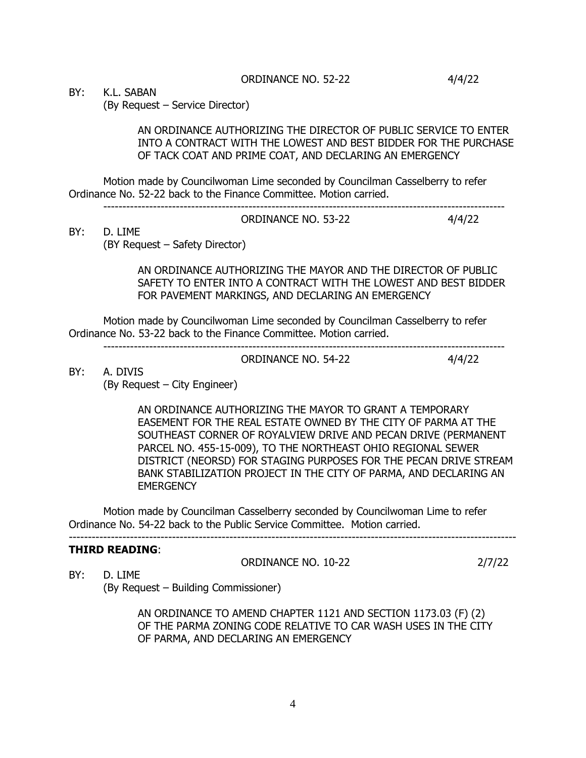ORDINANCE NO. 52-22 4/4/22

BY: K.L. SABAN
(By Request – Service Director)

AN ORDINANCE AUTHORIZING THE DIRECTOR OF PUBLIC SERVICE TO ENTER INTO A CONTRACT WITH THE LOWEST AND BEST BIDDER FOR THE PURCHASE OF TACK COAT AND PRIME COAT, AND DECLARING AN EMERGENCY

Motion made by Councilwoman Lime seconded by Councilman Casselberry to refer Ordinance No. 52-22 back to the Finance Committee. Motion carried.

---

ORDINANCE NO. 53-22 4/4/22

BY: D. LIME
(BY Request – Safety Director)

AN ORDINANCE AUTHORIZING THE MAYOR AND THE DIRECTOR OF PUBLIC SAFETY TO ENTER INTO A CONTRACT WITH THE LOWEST AND BEST BIDDER FOR PAVEMENT MARKINGS, AND DECLARING AN EMERGENCY

Motion made by Councilwoman Lime seconded by Councilman Casselberry to refer Ordinance No. 53-22 back to the Finance Committee. Motion carried.

---

ORDINANCE NO. 54-22 4/4/22

BY: A. DIVIS
(By Request – City Engineer)

AN ORDINANCE AUTHORIZING THE MAYOR TO GRANT A TEMPORARY EASEMENT FOR THE REAL ESTATE OWNED BY THE CITY OF PARMA AT THE SOUTHEAST CORNER OF ROYALVIEW DRIVE AND PECAN DRIVE (PERMANENT PARCEL NO. 455-15-009), TO THE NORTHEAST OHIO REGIONAL SEWER DISTRICT (NEORSD) FOR STAGING PURPOSES FOR THE PECAN DRIVE STREAM BANK STABILIZATION PROJECT IN THE CITY OF PARMA, AND DECLARING AN EMERGENCY

Motion made by Councilman Casselberry seconded by Councilwoman Lime to refer Ordinance No. 54-22 back to the Public Service Committee. Motion carried.

---

**THIRD READING**:

ORDINANCE NO. 10-22 2/7/22

BY: D. LIME
(By Request – Building Commissioner)

AN ORDINANCE TO AMEND CHAPTER 1121 AND SECTION 1173.03 (F) (2) OF THE PARMA ZONING CODE RELATIVE TO CAR WASH USES IN THE CITY OF PARMA, AND DECLARING AN EMERGENCY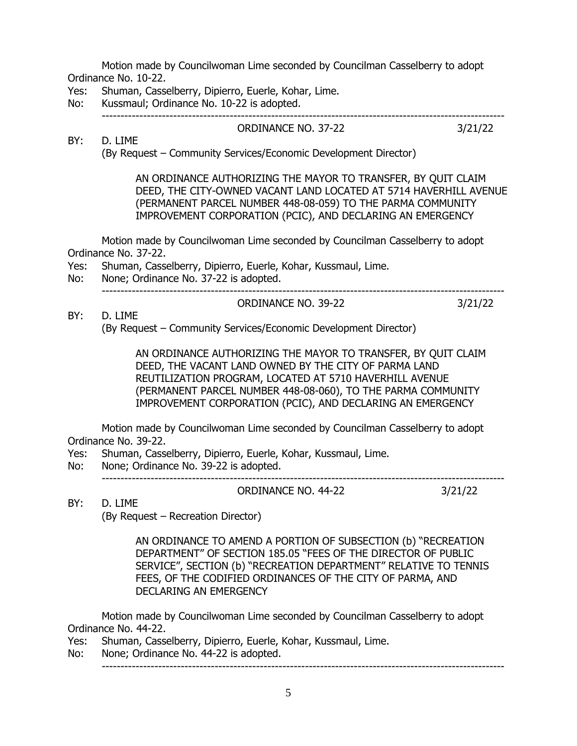Motion made by Councilwoman Lime seconded by Councilman Casselberry to adopt Ordinance No. 10-22.

Yes: Shuman, Casselberry, Dipierro, Euerle, Kohar, Lime.
No: Kussmaul; Ordinance No. 10-22 is adopted.

---

ORDINANCE NO. 37-22 3/21/22

BY: D. LIME
(By Request – Community Services/Economic Development Director)

AN ORDINANCE AUTHORIZING THE MAYOR TO TRANSFER, BY QUIT CLAIM DEED, THE CITY-OWNED VACANT LAND LOCATED AT 5714 HAVERHILL AVENUE (PERMANENT PARCEL NUMBER 448-08-059) TO THE PARMA COMMUNITY IMPROVEMENT CORPORATION (PCIC), AND DECLARING AN EMERGENCY

Motion made by Councilwoman Lime seconded by Councilman Casselberry to adopt Ordinance No. 37-22.

Yes: Shuman, Casselberry, Dipierro, Euerle, Kohar, Kussmaul, Lime.
No: None; Ordinance No. 37-22 is adopted.

---

ORDINANCE NO. 39-22 3/21/22

BY: D. LIME
(By Request – Community Services/Economic Development Director)

AN ORDINANCE AUTHORIZING THE MAYOR TO TRANSFER, BY QUIT CLAIM DEED, THE VACANT LAND OWNED BY THE CITY OF PARMA LAND REUTILIZATION PROGRAM, LOCATED AT 5710 HAVERHILL AVENUE (PERMANENT PARCEL NUMBER 448-08-060), TO THE PARMA COMMUNITY IMPROVEMENT CORPORATION (PCIC), AND DECLARING AN EMERGENCY

Motion made by Councilwoman Lime seconded by Councilman Casselberry to adopt Ordinance No. 39-22.

Yes: Shuman, Casselberry, Dipierro, Euerle, Kohar, Kussmaul, Lime.
No: None; Ordinance No. 39-22 is adopted.

---

ORDINANCE NO. 44-22 3/21/22

BY: D. LIME
(By Request – Recreation Director)

AN ORDINANCE TO AMEND A PORTION OF SUBSECTION (b) "RECREATION DEPARTMENT" OF SECTION 185.05 "FEES OF THE DIRECTOR OF PUBLIC SERVICE", SECTION (b) "RECREATION DEPARTMENT" RELATIVE TO TENNIS FEES, OF THE CODIFIED ORDINANCES OF THE CITY OF PARMA, AND DECLARING AN EMERGENCY

Motion made by Councilwoman Lime seconded by Councilman Casselberry to adopt Ordinance No. 44-22.

Yes: Shuman, Casselberry, Dipierro, Euerle, Kohar, Kussmaul, Lime.
No: None; Ordinance No. 44-22 is adopted.

---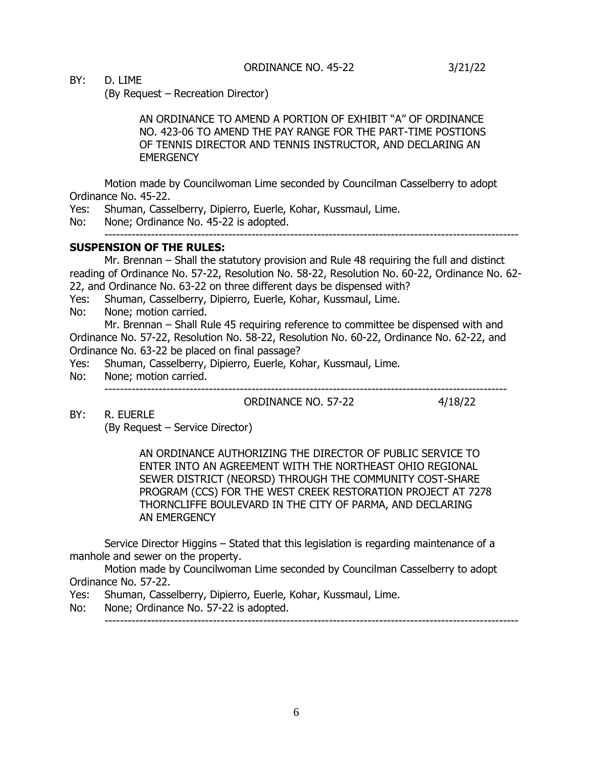ORDINANCE NO. 45-22 3/21/22

BY: D. LIME
(By Request – Recreation Director)

AN ORDINANCE TO AMEND A PORTION OF EXHIBIT "A" OF ORDINANCE NO. 423-06 TO AMEND THE PAY RANGE FOR THE PART-TIME POSTIONS OF TENNIS DIRECTOR AND TENNIS INSTRUCTOR, AND DECLARING AN EMERGENCY

Motion made by Councilwoman Lime seconded by Councilman Casselberry to adopt Ordinance No. 45-22.

Yes: Shuman, Casselberry, Dipierro, Euerle, Kohar, Kussmaul, Lime.
No: None; Ordinance No. 45-22 is adopted.

---

**SUSPENSION OF THE RULES:**

Mr. Brennan – Shall the statutory provision and Rule 48 requiring the full and distinct reading of Ordinance No. 57-22, Resolution No. 58-22, Resolution No. 60-22, Ordinance No. 62-22, and Ordinance No. 63-22 on three different days be dispensed with?

Yes: Shuman, Casselberry, Dipierro, Euerle, Kohar, Kussmaul, Lime.
No: None; motion carried.

Mr. Brennan – Shall Rule 45 requiring reference to committee be dispensed with and Ordinance No. 57-22, Resolution No. 58-22, Resolution No. 60-22, Ordinance No. 62-22, and Ordinance No. 63-22 be placed on final passage?

Yes: Shuman, Casselberry, Dipierro, Euerle, Kohar, Kussmaul, Lime.
No: None; motion carried.

---

ORDINANCE NO. 57-22 4/18/22

BY: R. EUERLE
(By Request – Service Director)

AN ORDINANCE AUTHORIZING THE DIRECTOR OF PUBLIC SERVICE TO ENTER INTO AN AGREEMENT WITH THE NORTHEAST OHIO REGIONAL SEWER DISTRICT (NEORSD) THROUGH THE COMMUNITY COST-SHARE PROGRAM (CCS) FOR THE WEST CREEK RESTORATION PROJECT AT 7278 THORNCLIFFE BOULEVARD IN THE CITY OF PARMA, AND DECLARING AN EMERGENCY

Service Director Higgins – Stated that this legislation is regarding maintenance of a manhole and sewer on the property.

Motion made by Councilwoman Lime seconded by Councilman Casselberry to adopt Ordinance No. 57-22.

Yes: Shuman, Casselberry, Dipierro, Euerle, Kohar, Kussmaul, Lime.
No: None; Ordinance No. 57-22 is adopted.

---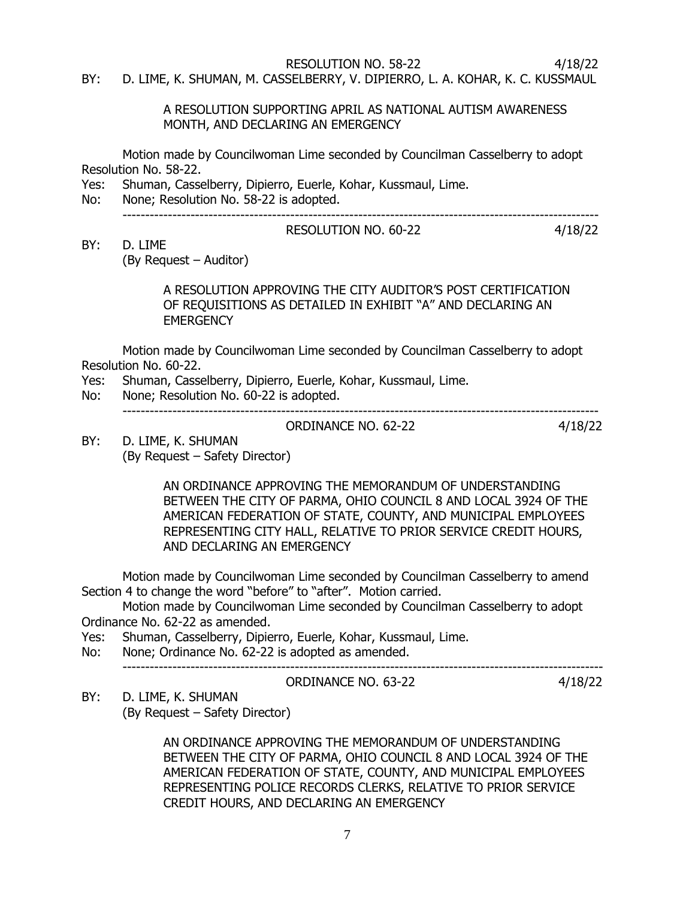RESOLUTION NO. 58-22 4/18/22

BY: D. LIME, K. SHUMAN, M. CASSELBERRY, V. DIPIERRO, L. A. KOHAR, K. C. KUSSMAUL

A RESOLUTION SUPPORTING APRIL AS NATIONAL AUTISM AWARENESS MONTH, AND DECLARING AN EMERGENCY

Motion made by Councilwoman Lime seconded by Councilman Casselberry to adopt Resolution No. 58-22.

Yes: Shuman, Casselberry, Dipierro, Euerle, Kohar, Kussmaul, Lime.

No: None; Resolution No. 58-22 is adopted.

---

RESOLUTION NO. 60-22 4/18/22

BY: D. LIME
(By Request – Auditor)

A RESOLUTION APPROVING THE CITY AUDITOR'S POST CERTIFICATION OF REQUISITIONS AS DETAILED IN EXHIBIT "A" AND DECLARING AN EMERGENCY

Motion made by Councilwoman Lime seconded by Councilman Casselberry to adopt Resolution No. 60-22.

Yes: Shuman, Casselberry, Dipierro, Euerle, Kohar, Kussmaul, Lime.

No: None; Resolution No. 60-22 is adopted.

---

ORDINANCE NO. 62-22 4/18/22

BY: D. LIME, K. SHUMAN
(By Request – Safety Director)

AN ORDINANCE APPROVING THE MEMORANDUM OF UNDERSTANDING BETWEEN THE CITY OF PARMA, OHIO COUNCIL 8 AND LOCAL 3924 OF THE AMERICAN FEDERATION OF STATE, COUNTY, AND MUNICIPAL EMPLOYEES REPRESENTING CITY HALL, RELATIVE TO PRIOR SERVICE CREDIT HOURS, AND DECLARING AN EMERGENCY

Motion made by Councilwoman Lime seconded by Councilman Casselberry to amend Section 4 to change the word "before" to "after". Motion carried.

Motion made by Councilwoman Lime seconded by Councilman Casselberry to adopt Ordinance No. 62-22 as amended.

Yes: Shuman, Casselberry, Dipierro, Euerle, Kohar, Kussmaul, Lime.

No: None; Ordinance No. 62-22 is adopted as amended.

---

ORDINANCE NO. 63-22 4/18/22

BY: D. LIME, K. SHUMAN
(By Request – Safety Director)

AN ORDINANCE APPROVING THE MEMORANDUM OF UNDERSTANDING BETWEEN THE CITY OF PARMA, OHIO COUNCIL 8 AND LOCAL 3924 OF THE AMERICAN FEDERATION OF STATE, COUNTY, AND MUNICIPAL EMPLOYEES REPRESENTING POLICE RECORDS CLERKS, RELATIVE TO PRIOR SERVICE CREDIT HOURS, AND DECLARING AN EMERGENCY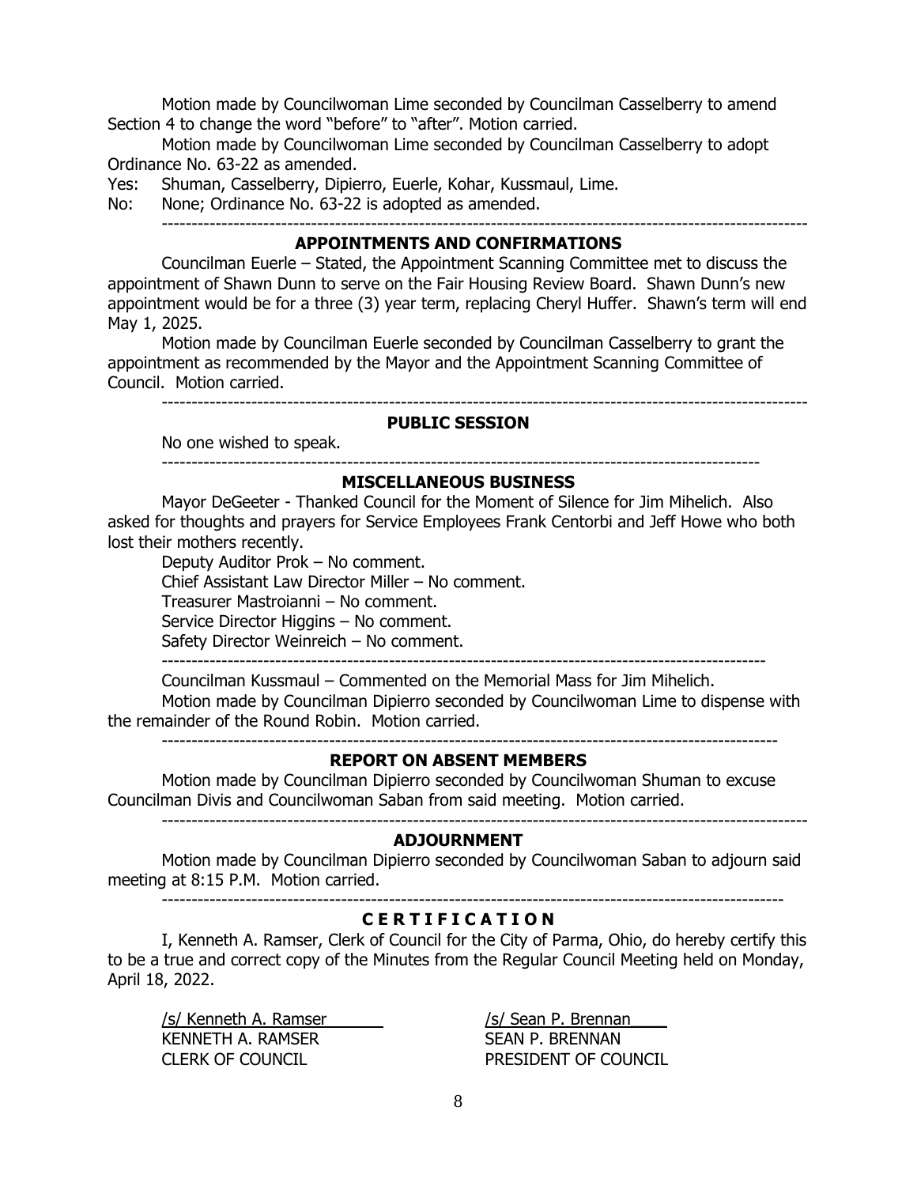Motion made by Councilwoman Lime seconded by Councilman Casselberry to amend Section 4 to change the word "before" to "after". Motion carried.

Motion made by Councilwoman Lime seconded by Councilman Casselberry to adopt Ordinance No. 63-22 as amended.

Yes: Shuman, Casselberry, Dipierro, Euerle, Kohar, Kussmaul, Lime.

No: None; Ordinance No. 63-22 is adopted as amended.

---

## APPOINTMENTS AND CONFIRMATIONS

Councilman Euerle – Stated, the Appointment Scanning Committee met to discuss the appointment of Shawn Dunn to serve on the Fair Housing Review Board. Shawn Dunn's new appointment would be for a three (3) year term, replacing Cheryl Huffer. Shawn's term will end May 1, 2025.

Motion made by Councilman Euerle seconded by Councilman Casselberry to grant the appointment as recommended by the Mayor and the Appointment Scanning Committee of Council. Motion carried.

---

## PUBLIC SESSION

No one wished to speak.

---

## MISCELLANEOUS BUSINESS

Mayor DeGeeter - Thanked Council for the Moment of Silence for Jim Mihelich. Also asked for thoughts and prayers for Service Employees Frank Centorbi and Jeff Howe who both lost their mothers recently.

Deputy Auditor Prok – No comment.

Chief Assistant Law Director Miller – No comment.

Treasurer Mastroianni – No comment.

Service Director Higgins – No comment.

Safety Director Weinreich – No comment.

---

Councilman Kussmaul – Commented on the Memorial Mass for Jim Mihelich.

Motion made by Councilman Dipierro seconded by Councilwoman Lime to dispense with the remainder of the Round Robin. Motion carried.

---

## REPORT ON ABSENT MEMBERS

Motion made by Councilman Dipierro seconded by Councilwoman Shuman to excuse Councilman Divis and Councilwoman Saban from said meeting. Motion carried.

---

## ADJOURNMENT

Motion made by Councilman Dipierro seconded by Councilwoman Saban to adjourn said meeting at 8:15 P.M. Motion carried.

---

## C E R T I F I C A T I O N

I, Kenneth A. Ramser, Clerk of Council for the City of Parma, Ohio, do hereby certify this to be a true and correct copy of the Minutes from the Regular Council Meeting held on Monday, April 18, 2022.

| | |
|---|---|
| /s/ Kenneth A. Ramser | /s/ Sean P. Brennan |
| KENNETH A. RAMSER | SEAN P. BRENNAN |
| CLERK OF COUNCIL | PRESIDENT OF COUNCIL |